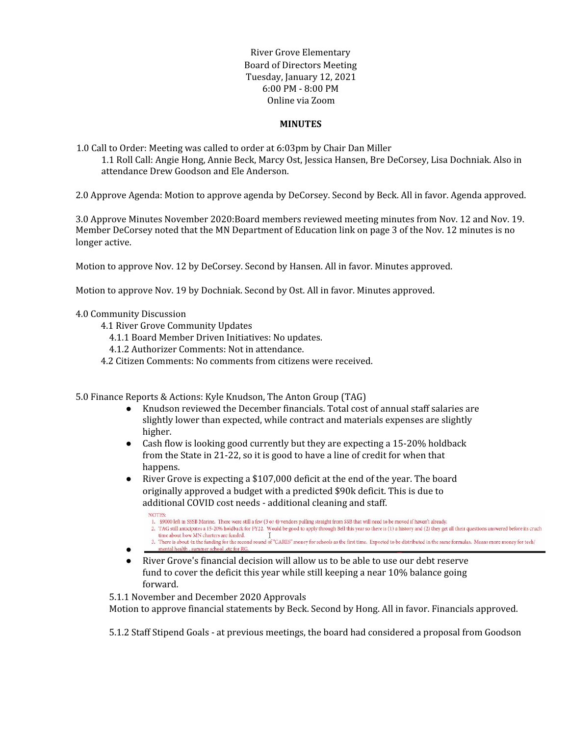River Grove Elementary
Board of Directors Meeting
Tuesday, January 12, 2021
6:00 PM - 8:00 PM
Online via Zoom

**MINUTES**

1.0 Call to Order: Meeting was called to order at 6:03pm by Chair Dan Miller

1.1 Roll Call: Angie Hong, Annie Beck, Marcy Ost, Jessica Hansen, Bre DeCorsey, Lisa Dochniak. Also in attendance Drew Goodson and Ele Anderson.

2.0 Approve Agenda: Motion to approve agenda by DeCorsey. Second by Beck. All in favor. Agenda approved.

3.0 Approve Minutes November 2020:Board members reviewed meeting minutes from Nov. 12 and Nov. 19. Member DeCorsey noted that the MN Department of Education link on page 3 of the Nov. 12 minutes is no longer active.

Motion to approve Nov. 12 by DeCorsey. Second by Hansen. All in favor. Minutes approved.

Motion to approve Nov. 19 by Dochniak. Second by Ost. All in favor. Minutes approved.

4.0 Community Discussion

4.1 River Grove Community Updates

4.1.1 Board Member Driven Initiatives: No updates.

4.1.2 Authorizer Comments: Not in attendance.

4.2 Citizen Comments: No comments from citizens were received.

5.0 Finance Reports & Actions: Kyle Knudson, The Anton Group (TAG)

- Knudson reviewed the December financials. Total cost of annual staff salaries are slightly lower than expected, while contract and materials expenses are slightly higher.
- Cash flow is looking good currently but they are expecting a 15-20% holdback from the State in 21-22, so it is good to have a line of credit for when that happens.
- River Grove is expecting a $107,000 deficit at the end of the year. The board originally approved a budget with a predicted $90k deficit. This is due to additional COVID cost needs - additional cleaning and staff.
- NOTES:
  1. $9000 left in SSSB Marine. There were still a few (3 or 4) vendors pulling straight from SSB that will need to be moved if haven't already.
  2. TAG still anticipates a 15-20% holdback for FY22. Would be good to apply through Bell this year so there is (1) a history and (2) they get all their questions answered before its cruch time about how MN charters are funded.
  3. There is about 4x the funding for the second round of "CARES" money for schools as the first time. Expected to be distributed in the same formulas. Means more money for tech/ mental health , summer school ,etc for RG.
- River Grove's financial decision will allow us to be able to use our debt reserve fund to cover the deficit this year while still keeping a near 10% balance going forward.

5.1.1 November and December 2020 Approvals

Motion to approve financial statements by Beck. Second by Hong. All in favor. Financials approved.

5.1.2 Staff Stipend Goals - at previous meetings, the board had considered a proposal from Goodson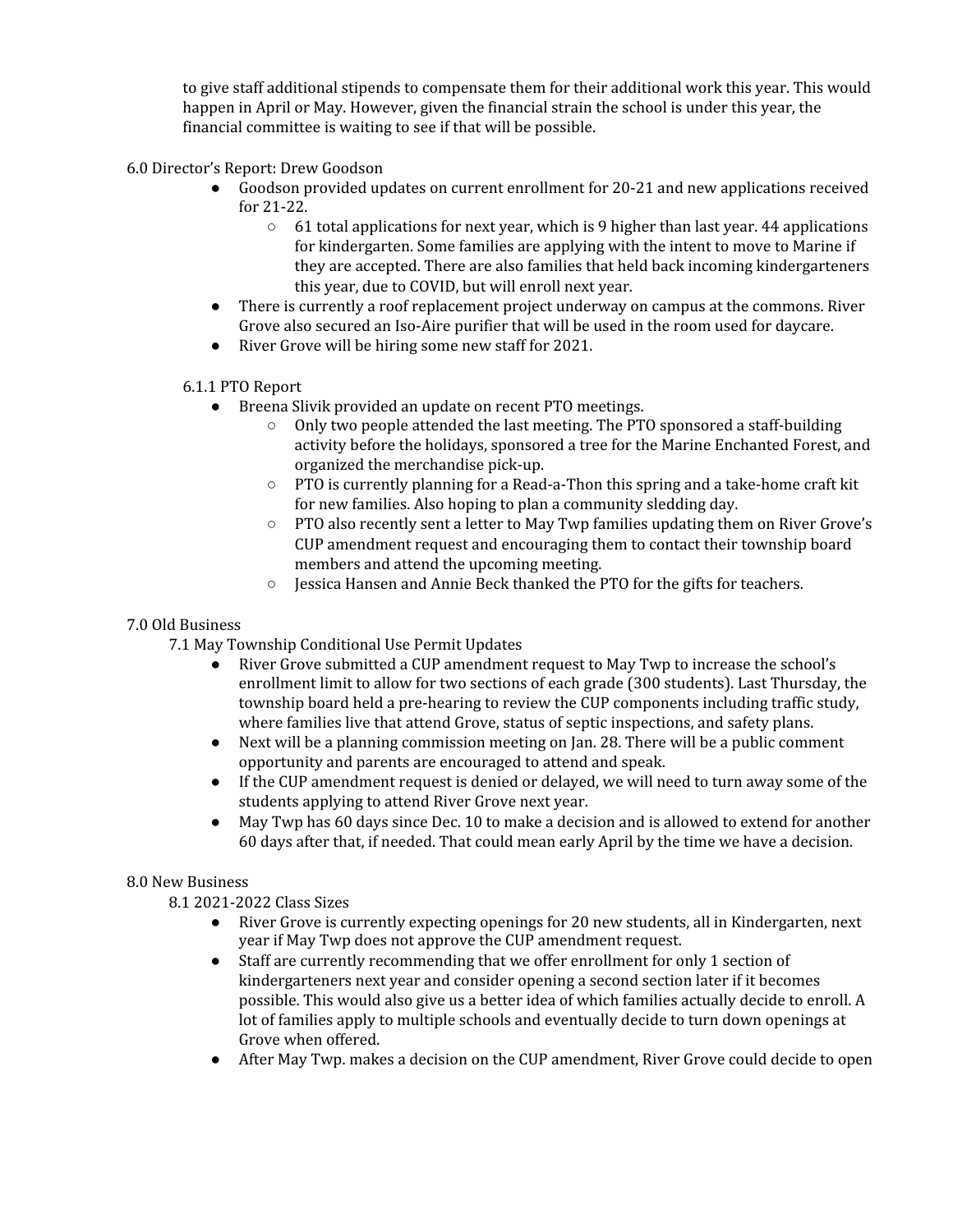to give staff additional stipends to compensate them for their additional work this year. This would happen in April or May. However, given the financial strain the school is under this year, the financial committee is waiting to see if that will be possible.

6.0 Director's Report: Drew Goodson

- Goodson provided updates on current enrollment for 20-21 and new applications received for 21-22.
    - 61 total applications for next year, which is 9 higher than last year. 44 applications for kindergarten. Some families are applying with the intent to move to Marine if they are accepted. There are also families that held back incoming kindergarteners this year, due to COVID, but will enroll next year.
- There is currently a roof replacement project underway on campus at the commons. River Grove also secured an Iso-Aire purifier that will be used in the room used for daycare.
- River Grove will be hiring some new staff for 2021.

6.1.1 PTO Report

- Breena Slivik provided an update on recent PTO meetings.
    - Only two people attended the last meeting. The PTO sponsored a staff-building activity before the holidays, sponsored a tree for the Marine Enchanted Forest, and organized the merchandise pick-up.
    - PTO is currently planning for a Read-a-Thon this spring and a take-home craft kit for new families. Also hoping to plan a community sledding day.
    - PTO also recently sent a letter to May Twp families updating them on River Grove's CUP amendment request and encouraging them to contact their township board members and attend the upcoming meeting.
    - Jessica Hansen and Annie Beck thanked the PTO for the gifts for teachers.

7.0 Old Business

7.1 May Township Conditional Use Permit Updates

- River Grove submitted a CUP amendment request to May Twp to increase the school's enrollment limit to allow for two sections of each grade (300 students). Last Thursday, the township board held a pre-hearing to review the CUP components including traffic study, where families live that attend Grove, status of septic inspections, and safety plans.
- Next will be a planning commission meeting on Jan. 28. There will be a public comment opportunity and parents are encouraged to attend and speak.
- If the CUP amendment request is denied or delayed, we will need to turn away some of the students applying to attend River Grove next year.
- May Twp has 60 days since Dec. 10 to make a decision and is allowed to extend for another 60 days after that, if needed. That could mean early April by the time we have a decision.

8.0 New Business

8.1 2021-2022 Class Sizes

- River Grove is currently expecting openings for 20 new students, all in Kindergarten, next year if May Twp does not approve the CUP amendment request.
- Staff are currently recommending that we offer enrollment for only 1 section of kindergarteners next year and consider opening a second section later if it becomes possible. This would also give us a better idea of which families actually decide to enroll. A lot of families apply to multiple schools and eventually decide to turn down openings at Grove when offered.
- After May Twp. makes a decision on the CUP amendment, River Grove could decide to open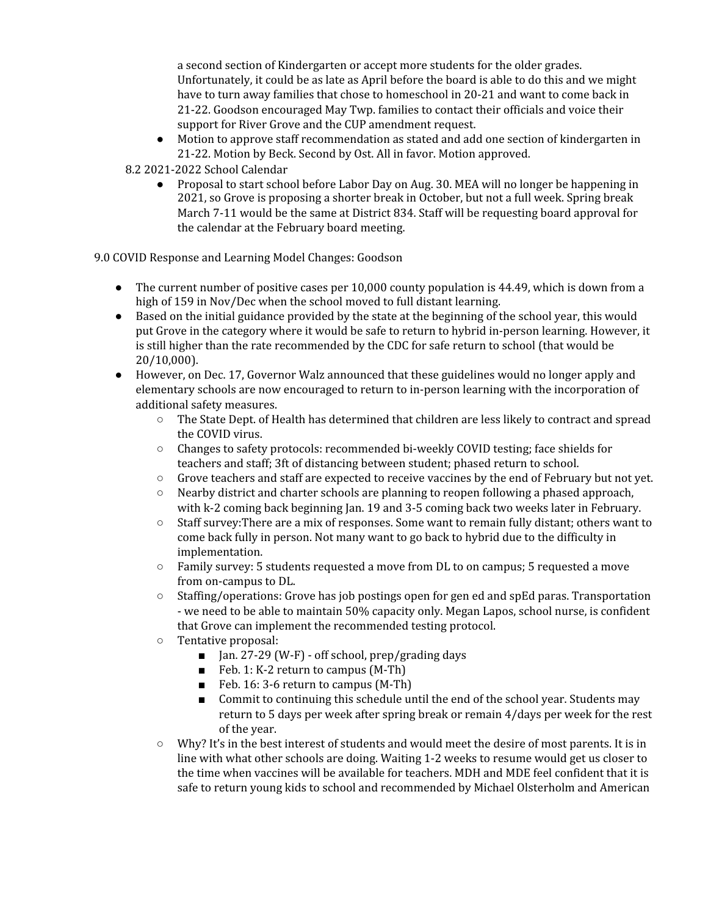a second section of Kindergarten or accept more students for the older grades. Unfortunately, it could be as late as April before the board is able to do this and we might have to turn away families that chose to homeschool in 20-21 and want to come back in 21-22. Goodson encouraged May Twp. families to contact their officials and voice their support for River Grove and the CUP amendment request.

- Motion to approve staff recommendation as stated and add one section of kindergarten in 21-22. Motion by Beck. Second by Ost. All in favor. Motion approved.

8.2 2021-2022 School Calendar

- Proposal to start school before Labor Day on Aug. 30. MEA will no longer be happening in 2021, so Grove is proposing a shorter break in October, but not a full week. Spring break March 7-11 would be the same at District 834. Staff will be requesting board approval for the calendar at the February board meeting.

9.0 COVID Response and Learning Model Changes: Goodson

- The current number of positive cases per 10,000 county population is 44.49, which is down from a high of 159 in Nov/Dec when the school moved to full distant learning.
- Based on the initial guidance provided by the state at the beginning of the school year, this would put Grove in the category where it would be safe to return to hybrid in-person learning. However, it is still higher than the rate recommended by the CDC for safe return to school (that would be 20/10,000).
- However, on Dec. 17, Governor Walz announced that these guidelines would no longer apply and elementary schools are now encouraged to return to in-person learning with the incorporation of additional safety measures.
  - The State Dept. of Health has determined that children are less likely to contract and spread the COVID virus.
  - Changes to safety protocols: recommended bi-weekly COVID testing; face shields for teachers and staff; 3ft of distancing between student; phased return to school.
  - Grove teachers and staff are expected to receive vaccines by the end of February but not yet.
  - Nearby district and charter schools are planning to reopen following a phased approach, with k-2 coming back beginning Jan. 19 and 3-5 coming back two weeks later in February.
  - Staff survey:There are a mix of responses. Some want to remain fully distant; others want to come back fully in person. Not many want to go back to hybrid due to the difficulty in implementation.
  - Family survey: 5 students requested a move from DL to on campus; 5 requested a move from on-campus to DL.
  - Staffing/operations: Grove has job postings open for gen ed and spEd paras. Transportation - we need to be able to maintain 50% capacity only. Megan Lapos, school nurse, is confident that Grove can implement the recommended testing protocol.
  - Tentative proposal:
    - Jan. 27-29 (W-F) - off school, prep/grading days
    - Feb. 1: K-2 return to campus (M-Th)
    - Feb. 16: 3-6 return to campus (M-Th)
    - Commit to continuing this schedule until the end of the school year. Students may return to 5 days per week after spring break or remain 4/days per week for the rest of the year.
  - Why? It's in the best interest of students and would meet the desire of most parents. It is in line with what other schools are doing. Waiting 1-2 weeks to resume would get us closer to the time when vaccines will be available for teachers. MDH and MDE feel confident that it is safe to return young kids to school and recommended by Michael Olsterholm and American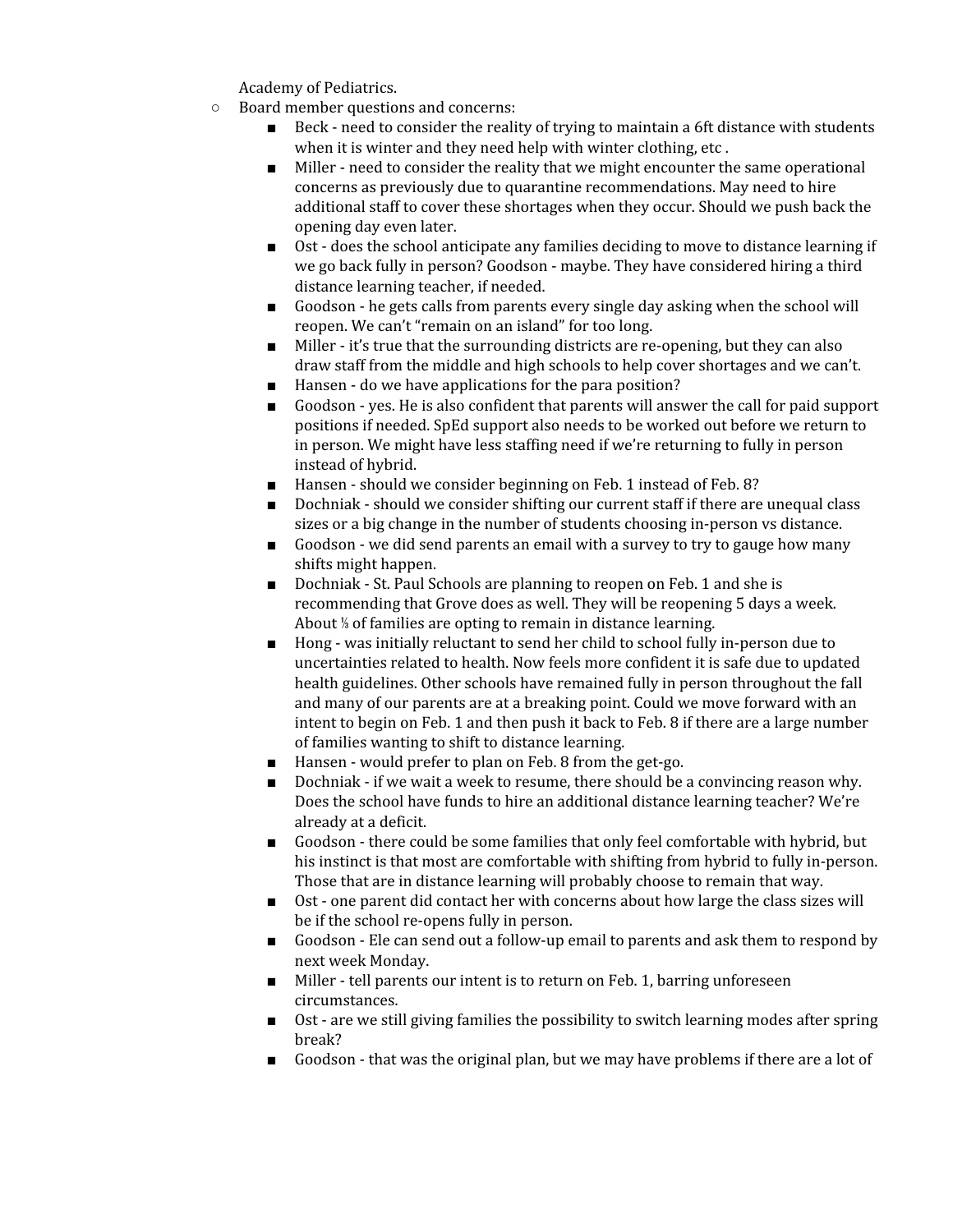Academy of Pediatrics.

- Board member questions and concerns:
    - Beck - need to consider the reality of trying to maintain a 6ft distance with students when it is winter and they need help with winter clothing, etc .
    - Miller - need to consider the reality that we might encounter the same operational concerns as previously due to quarantine recommendations. May need to hire additional staff to cover these shortages when they occur. Should we push back the opening day even later.
    - Ost - does the school anticipate any families deciding to move to distance learning if we go back fully in person? Goodson - maybe. They have considered hiring a third distance learning teacher, if needed.
    - Goodson - he gets calls from parents every single day asking when the school will reopen. We can't "remain on an island" for too long.
    - Miller - it's true that the surrounding districts are re-opening, but they can also draw staff from the middle and high schools to help cover shortages and we can't.
    - Hansen - do we have applications for the para position?
    - Goodson - yes. He is also confident that parents will answer the call for paid support positions if needed. SpEd support also needs to be worked out before we return to in person. We might have less staffing need if we're returning to fully in person instead of hybrid.
    - Hansen - should we consider beginning on Feb. 1 instead of Feb. 8?
    - Dochniak - should we consider shifting our current staff if there are unequal class sizes or a big change in the number of students choosing in-person vs distance.
    - Goodson - we did send parents an email with a survey to try to gauge how many shifts might happen.
    - Dochniak - St. Paul Schools are planning to reopen on Feb. 1 and she is recommending that Grove does as well. They will be reopening 5 days a week. About ⅓ of families are opting to remain in distance learning.
    - Hong - was initially reluctant to send her child to school fully in-person due to uncertainties related to health. Now feels more confident it is safe due to updated health guidelines. Other schools have remained fully in person throughout the fall and many of our parents are at a breaking point. Could we move forward with an intent to begin on Feb. 1 and then push it back to Feb. 8 if there are a large number of families wanting to shift to distance learning.
    - Hansen - would prefer to plan on Feb. 8 from the get-go.
    - Dochniak - if we wait a week to resume, there should be a convincing reason why. Does the school have funds to hire an additional distance learning teacher? We're already at a deficit.
    - Goodson - there could be some families that only feel comfortable with hybrid, but his instinct is that most are comfortable with shifting from hybrid to fully in-person. Those that are in distance learning will probably choose to remain that way.
    - Ost - one parent did contact her with concerns about how large the class sizes will be if the school re-opens fully in person.
    - Goodson - Ele can send out a follow-up email to parents and ask them to respond by next week Monday.
    - Miller - tell parents our intent is to return on Feb. 1, barring unforeseen circumstances.
    - Ost - are we still giving families the possibility to switch learning modes after spring break?
    - Goodson - that was the original plan, but we may have problems if there are a lot of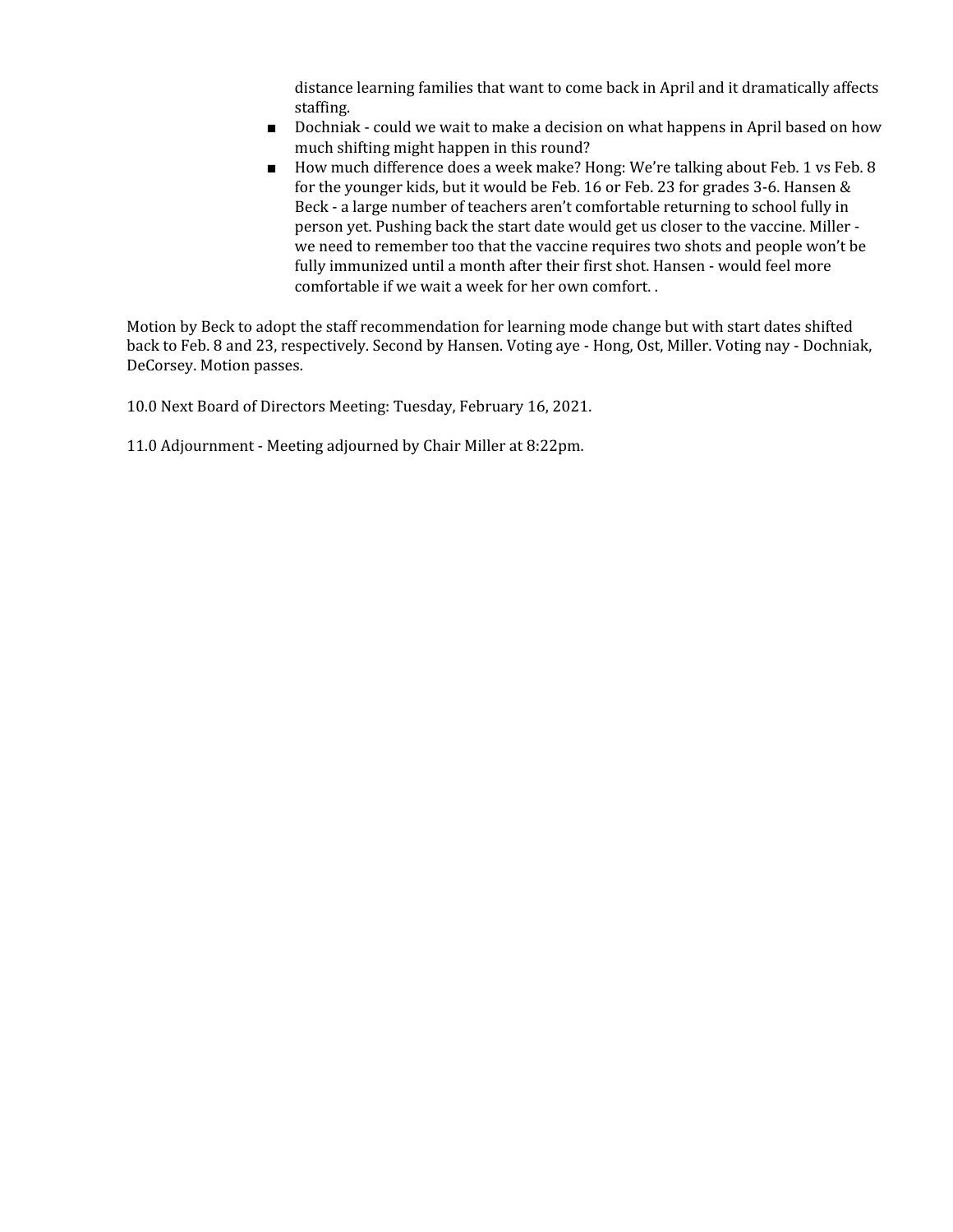distance learning families that want to come back in April and it dramatically affects staffing.

- Dochniak - could we wait to make a decision on what happens in April based on how much shifting might happen in this round?
- How much difference does a week make? Hong: We're talking about Feb. 1 vs Feb. 8 for the younger kids, but it would be Feb. 16 or Feb. 23 for grades 3-6. Hansen & Beck - a large number of teachers aren't comfortable returning to school fully in person yet. Pushing back the start date would get us closer to the vaccine. Miller - we need to remember too that the vaccine requires two shots and people won't be fully immunized until a month after their first shot. Hansen - would feel more comfortable if we wait a week for her own comfort. .

Motion by Beck to adopt the staff recommendation for learning mode change but with start dates shifted back to Feb. 8 and 23, respectively. Second by Hansen. Voting aye - Hong, Ost, Miller. Voting nay - Dochniak, DeCorsey. Motion passes.

10.0 Next Board of Directors Meeting: Tuesday, February 16, 2021.

11.0 Adjournment - Meeting adjourned by Chair Miller at 8:22pm.